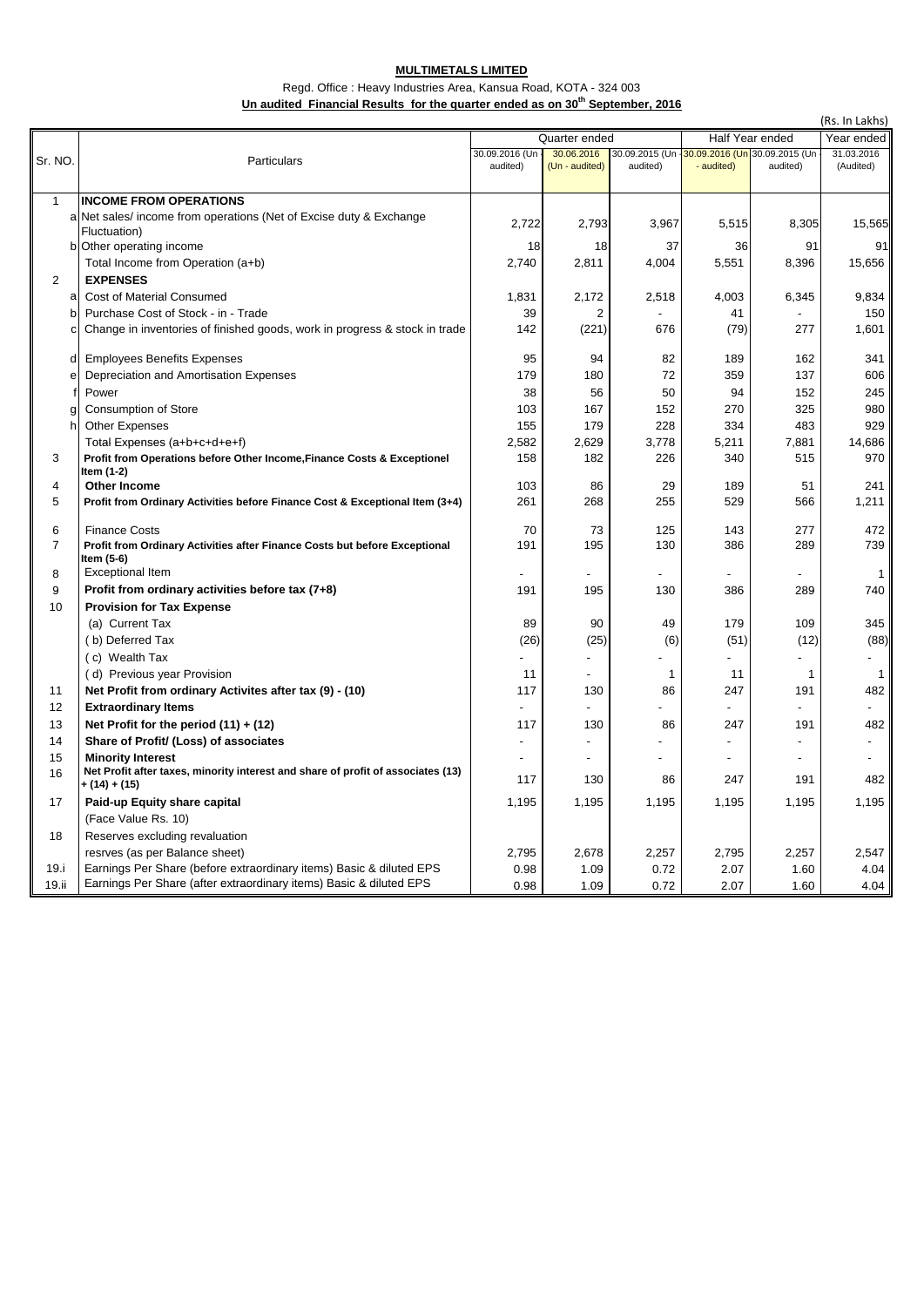**MULTIMETALS LIMITED**

Regd. Office : Heavy Industries Area, Kansua Road, KOTA - 324 003

**Un audited Financial Results for the quarter ended as on 30th September, 2016**

(Rs. In Lakhs)

| Sr. NO. | | Particulars | Quarter ended | | | Half Year ended | | Year ended |
|---|---|---|---|---|---|---|---|---|
| | | | 30.09.2016 (Un - audited) | 30.06.2016 (Un - audited) | 30.09.2015 (Un - audited) | 30.09.2016 (Un - audited) | 30.09.2015 (Un - audited) | 31.03.2016 (Audited) |
| 1 | | **INCOME FROM OPERATIONS** | | | | | | |
| | a | Net sales/ income from operations (Net of Excise duty & Exchange Fluctuation) | 2,722 | 2,793 | 3,967 | 5,515 | 8,305 | 15,565 |
| | b | Other operating income | 18 | 18 | 37 | 36 | 91 | 91 |
| | | Total Income from Operation (a+b) | 2,740 | 2,811 | 4,004 | 5,551 | 8,396 | 15,656 |
| 2 | | **EXPENSES** | | | | | | |
| | a | Cost of Material Consumed | 1,831 | 2,172 | 2,518 | 4,003 | 6,345 | 9,834 |
| | b | Purchase Cost of Stock - in - Trade | 39 | 2 | - | 41 | - | 150 |
| | c | Change in inventories of finished goods, work in progress & stock in trade | 142 | (221) | 676 | (79) | 277 | 1,601 |
| | d | Employees Benefits Expenses | 95 | 94 | 82 | 189 | 162 | 341 |
| | e | Depreciation and Amortisation Expenses | 179 | 180 | 72 | 359 | 137 | 606 |
| | f | Power | 38 | 56 | 50 | 94 | 152 | 245 |
| | g | Consumption of Store | 103 | 167 | 152 | 270 | 325 | 980 |
| | h | Other Expenses | 155 | 179 | 228 | 334 | 483 | 929 |
| | | Total Expenses (a+b+c+d+e+f) | 2,582 | 2,629 | 3,778 | 5,211 | 7,881 | 14,686 |
| 3 | | **Profit from Operations before Other Income,Finance Costs & Exceptionel Item (1-2)** | 158 | 182 | 226 | 340 | 515 | 970 |
| 4 | | **Other Income** | 103 | 86 | 29 | 189 | 51 | 241 |
| 5 | | **Profit from Ordinary Activities before Finance Cost & Exceptional Item (3+4)** | 261 | 268 | 255 | 529 | 566 | 1,211 |
| 6 | | Finance Costs | 70 | 73 | 125 | 143 | 277 | 472 |
| 7 | | **Profit from Ordinary Activities after Finance Costs but before Exceptional Item (5-6)** | 191 | 195 | 130 | 386 | 289 | 739 |
| 8 | | Exceptional Item | - | - | - | - | - | 1 |
| 9 | | **Profit from ordinary activities before tax (7+8)** | 191 | 195 | 130 | 386 | 289 | 740 |
| 10 | | **Provision for Tax Expense** | | | | | | |
| | | (a) Current Tax | 89 | 90 | 49 | 179 | 109 | 345 |
| | | ( b) Deferred Tax | (26) | (25) | (6) | (51) | (12) | (88) |
| | | ( c) Wealth Tax | - | - | - | - | - | - |
| | | ( d) Previous year Provision | 11 | - | 1 | 11 | 1 | 1 |
| 11 | | **Net Profit from ordinary Activites after tax (9) - (10)** | 117 | 130 | 86 | 247 | 191 | 482 |
| 12 | | **Extraordinary Items** | - | - | - | - | - | - |
| 13 | | **Net Profit for the period (11) + (12)** | 117 | 130 | 86 | 247 | 191 | 482 |
| 14 | | **Share of Profit/ (Loss) of associates** | - | - | - | - | - | - |
| 15 | | **Minority Interest** | - | - | - | - | - | - |
| 16 | | **Net Profit after taxes, minority interest and share of profit of associates (13) + (14) + (15)** | 117 | 130 | 86 | 247 | 191 | 482 |
| 17 | | **Paid-up Equity share capital** | 1,195 | 1,195 | 1,195 | 1,195 | 1,195 | 1,195 |
| | | (Face Value Rs. 10) | | | | | | |
| 18 | | Reserves excluding revaluation | | | | | | |
| | | resrves (as per Balance sheet) | 2,795 | 2,678 | 2,257 | 2,795 | 2,257 | 2,547 |
| 19.i | | Earnings Per Share (before extraordinary items) Basic & diluted EPS | 0.98 | 1.09 | 0.72 | 2.07 | 1.60 | 4.04 |
| 19.ii | | Earnings Per Share (after extraordinary items) Basic & diluted EPS | 0.98 | 1.09 | 0.72 | 2.07 | 1.60 | 4.04 |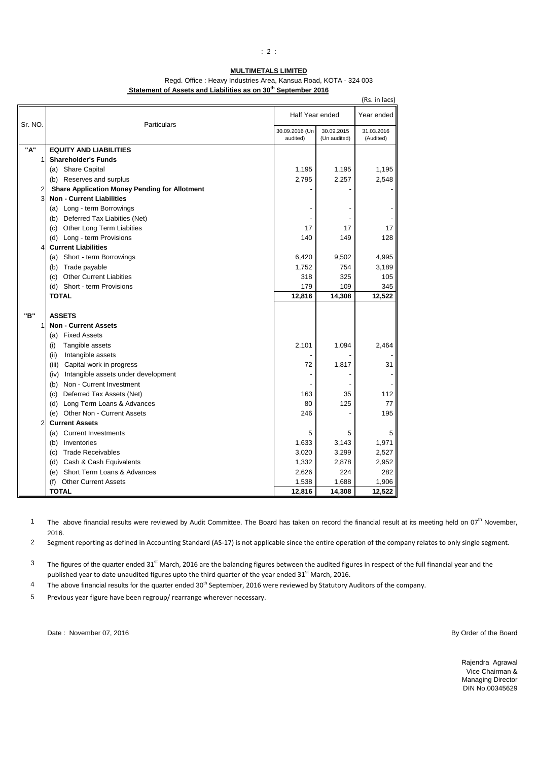**MULTIMETALS LIMITED**

Regd. Office : Heavy Industries Area, Kansua Road, KOTA - 324 003

**Statement of Assets and Liabilities as on 30th September 2016**

(Rs. in lacs)

| Sr. NO. | Particulars | Half Year ended | | Year ended |
|---|---|---|---|---|
| | | 30.09.2016 (Un audited) | 30.09.2015 (Un audited) | 31.03.2016 (Audited) |
| "A" | **EQUITY AND LIABILITIES** | | | |
| 1 | **Shareholder's Funds** | | | |
| | (a) Share Capital | 1,195 | 1,195 | 1,195 |
| | (b) Reserves and surplus | 2,795 | 2,257 | 2,548 |
| 2 | **Share Application Money Pending for Allotment** | - | - | - |
| 3 | **Non - Current Liabilities** | | | |
| | (a) Long - term Borrowings | - | - | - |
| | (b) Deferred Tax Liabities (Net) | - | - | - |
| | (c) Other Long Term Liabties | 17 | 17 | 17 |
| | (d) Long - term Provisions | 140 | 149 | 128 |
| 4 | **Current Liabilities** | | | |
| | (a) Short - term Borrowings | 6,420 | 9,502 | 4,995 |
| | (b) Trade payable | 1,752 | 754 | 3,189 |
| | (c) Other Current Liabties | 318 | 325 | 105 |
| | (d) Short - term Provisions | 179 | 109 | 345 |
| | **TOTAL** | **12,816** | **14,308** | **12,522** |
| "B" | **ASSETS** | | | |
| 1 | **Non - Current Assets** | | | |
| | (a) Fixed Assets | | | |
| | (i) Tangible assets | 2,101 | 1,094 | 2,464 |
| | (ii) Intangible assets | - | - | - |
| | (iii) Capital work in progress | 72 | 1,817 | 31 |
| | (iv) Intangible assets under development | - | - | - |
| | (b) Non - Current Investment | - | - | - |
| | (c) Deferred Tax Assets (Net) | 163 | 35 | 112 |
| | (d) Long Term Loans & Advances | 80 | 125 | 77 |
| | (e) Other Non - Current Assets | 246 | - | 195 |
| 2 | **Current Assets** | | | |
| | (a) Current Investments | 5 | 5 | 5 |
| | (b) Inventories | 1,633 | 3,143 | 1,971 |
| | (c) Trade Receivables | 3,020 | 3,299 | 2,527 |
| | (d) Cash & Cash Equivalents | 1,332 | 2,878 | 2,952 |
| | (e) Short Term Loans & Advances | 2,626 | 224 | 282 |
| | (f) Other Current Assets | 1,538 | 1,688 | 1,906 |
| | **TOTAL** | **12,816** | **14,308** | **12,522** |

1. The above financial results were reviewed by Audit Committee. The Board has taken on record the financial result at its meeting held on 07th November, 2016.
2. Segment reporting as defined in Accounting Standard (AS-17) is not applicable since the entire operation of the company relates to only single segment.
3. The figures of the quarter ended 31st March, 2016 are the balancing figures between the audited figures in respect of the full financial year and the published year to date unaudited figures upto the third quarter of the year ended 31st March, 2016.
4. The above financial results for the quarter ended 30th September, 2016 were reviewed by Statutory Auditors of the company.
5. Previous year figure have been regroup/ rearrange wherever necessary.

Date : November 07, 2016

By Order of the Board

Rajendra Agrawal
Vice Chairman &
Managing Director
DIN No.00345629